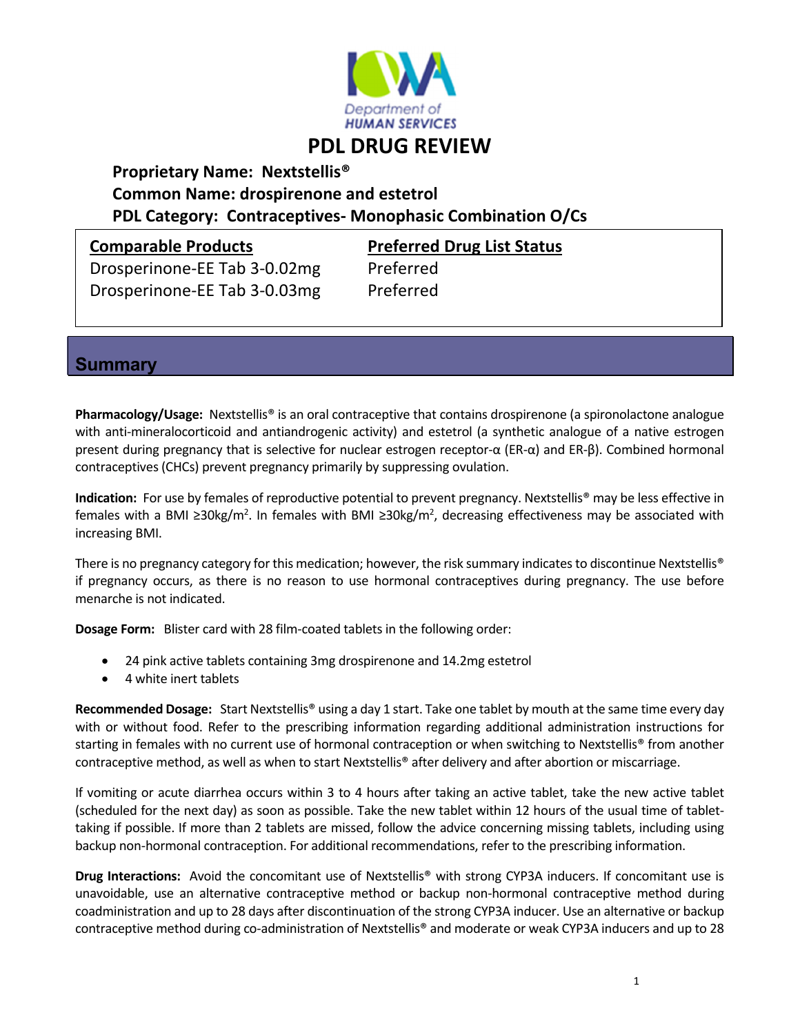Iowa Department of Human Services

# PDL DRUG REVIEW

**Proprietary Name: Nextstellis®**
**Common Name: drospirenone and estetrol**
**PDL Category: Contraceptives- Monophasic Combination O/Cs**

| Comparable Products | Preferred Drug List Status |
|---|---|
| Drosperinone-EE Tab 3-0.02mg | Preferred |
| Drosperinone-EE Tab 3-0.03mg | Preferred |

## Summary

**Pharmacology/Usage:** Nextstellis® is an oral contraceptive that contains drospirenone (a spironolactone analogue with anti-mineralocorticoid and antiandrogenic activity) and estetrol (a synthetic analogue of a native estrogen present during pregnancy that is selective for nuclear estrogen receptor-α (ER-α) and ER-β). Combined hormonal contraceptives (CHCs) prevent pregnancy primarily by suppressing ovulation.

**Indication:** For use by females of reproductive potential to prevent pregnancy. Nextstellis® may be less effective in females with a BMI ≥30kg/m$^2$. In females with BMI ≥30kg/m$^2$, decreasing effectiveness may be associated with increasing BMI.

There is no pregnancy category for this medication; however, the risk summary indicates to discontinue Nextstellis® if pregnancy occurs, as there is no reason to use hormonal contraceptives during pregnancy. The use before menarche is not indicated.

**Dosage Form:** Blister card with 28 film-coated tablets in the following order:

- 24 pink active tablets containing 3mg drospirenone and 14.2mg estetrol
- 4 white inert tablets

**Recommended Dosage:** Start Nextstellis® using a day 1 start. Take one tablet by mouth at the same time every day with or without food. Refer to the prescribing information regarding additional administration instructions for starting in females with no current use of hormonal contraception or when switching to Nextstellis® from another contraceptive method, as well as when to start Nextstellis® after delivery and after abortion or miscarriage.

If vomiting or acute diarrhea occurs within 3 to 4 hours after taking an active tablet, take the new active tablet (scheduled for the next day) as soon as possible. Take the new tablet within 12 hours of the usual time of tablet-taking if possible. If more than 2 tablets are missed, follow the advice concerning missing tablets, including using backup non-hormonal contraception. For additional recommendations, refer to the prescribing information.

**Drug Interactions:** Avoid the concomitant use of Nextstellis® with strong CYP3A inducers. If concomitant use is unavoidable, use an alternative contraceptive method or backup non-hormonal contraceptive method during coadministration and up to 28 days after discontinuation of the strong CYP3A inducer. Use an alternative or backup contraceptive method during co-administration of Nextstellis® and moderate or weak CYP3A inducers and up to 28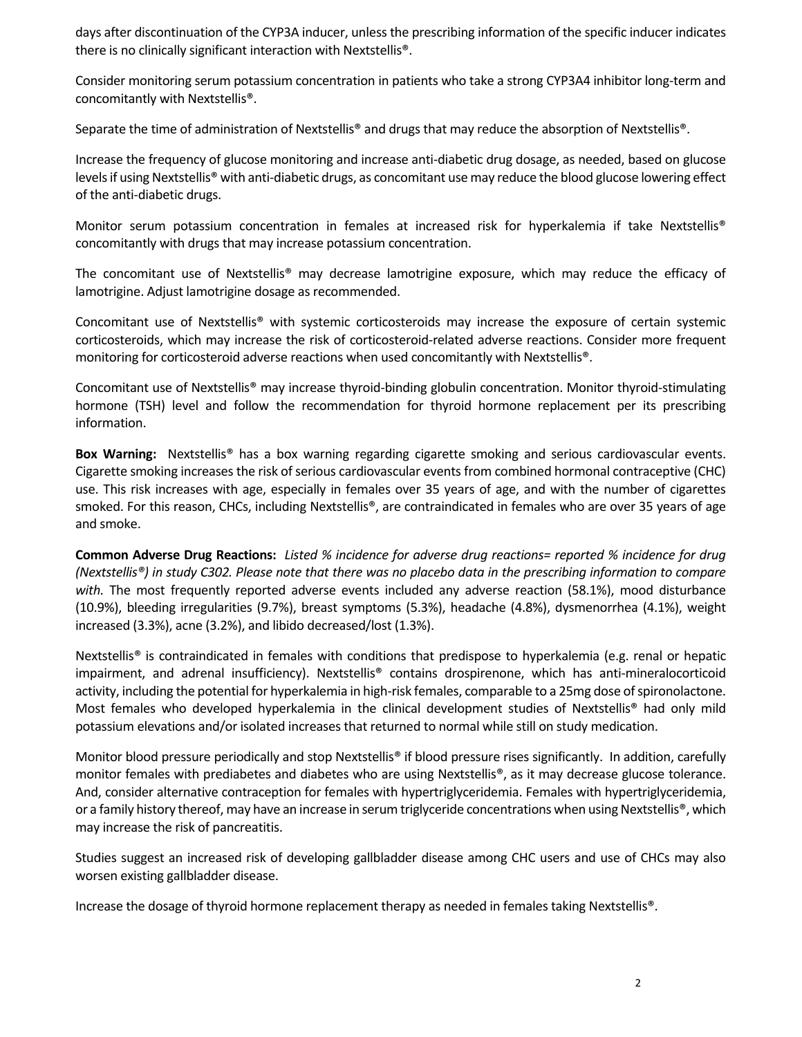days after discontinuation of the CYP3A inducer, unless the prescribing information of the specific inducer indicates there is no clinically significant interaction with Nextstellis®.

Consider monitoring serum potassium concentration in patients who take a strong CYP3A4 inhibitor long-term and concomitantly with Nextstellis®.

Separate the time of administration of Nextstellis® and drugs that may reduce the absorption of Nextstellis®.

Increase the frequency of glucose monitoring and increase anti-diabetic drug dosage, as needed, based on glucose levels if using Nextstellis® with anti-diabetic drugs, as concomitant use may reduce the blood glucose lowering effect of the anti-diabetic drugs.

Monitor serum potassium concentration in females at increased risk for hyperkalemia if take Nextstellis® concomitantly with drugs that may increase potassium concentration.

The concomitant use of Nextstellis® may decrease lamotrigine exposure, which may reduce the efficacy of lamotrigine. Adjust lamotrigine dosage as recommended.

Concomitant use of Nextstellis® with systemic corticosteroids may increase the exposure of certain systemic corticosteroids, which may increase the risk of corticosteroid-related adverse reactions. Consider more frequent monitoring for corticosteroid adverse reactions when used concomitantly with Nextstellis®.

Concomitant use of Nextstellis® may increase thyroid-binding globulin concentration. Monitor thyroid-stimulating hormone (TSH) level and follow the recommendation for thyroid hormone replacement per its prescribing information.

**Box Warning:** Nextstellis® has a box warning regarding cigarette smoking and serious cardiovascular events. Cigarette smoking increases the risk of serious cardiovascular events from combined hormonal contraceptive (CHC) use. This risk increases with age, especially in females over 35 years of age, and with the number of cigarettes smoked. For this reason, CHCs, including Nextstellis®, are contraindicated in females who are over 35 years of age and smoke.

**Common Adverse Drug Reactions:** *Listed % incidence for adverse drug reactions= reported % incidence for drug (Nextstellis®) in study C302. Please note that there was no placebo data in the prescribing information to compare with.* The most frequently reported adverse events included any adverse reaction (58.1%), mood disturbance (10.9%), bleeding irregularities (9.7%), breast symptoms (5.3%), headache (4.8%), dysmenorrhea (4.1%), weight increased (3.3%), acne (3.2%), and libido decreased/lost (1.3%).

Nextstellis® is contraindicated in females with conditions that predispose to hyperkalemia (e.g. renal or hepatic impairment, and adrenal insufficiency). Nextstellis® contains drospirenone, which has anti-mineralocorticoid activity, including the potential for hyperkalemia in high-risk females, comparable to a 25mg dose of spironolactone. Most females who developed hyperkalemia in the clinical development studies of Nextstellis® had only mild potassium elevations and/or isolated increases that returned to normal while still on study medication.

Monitor blood pressure periodically and stop Nextstellis® if blood pressure rises significantly. In addition, carefully monitor females with prediabetes and diabetes who are using Nextstellis®, as it may decrease glucose tolerance. And, consider alternative contraception for females with hypertriglyceridemia. Females with hypertriglyceridemia, or a family history thereof, may have an increase in serum triglyceride concentrations when using Nextstellis®, which may increase the risk of pancreatitis.

Studies suggest an increased risk of developing gallbladder disease among CHC users and use of CHCs may also worsen existing gallbladder disease.

Increase the dosage of thyroid hormone replacement therapy as needed in females taking Nextstellis®.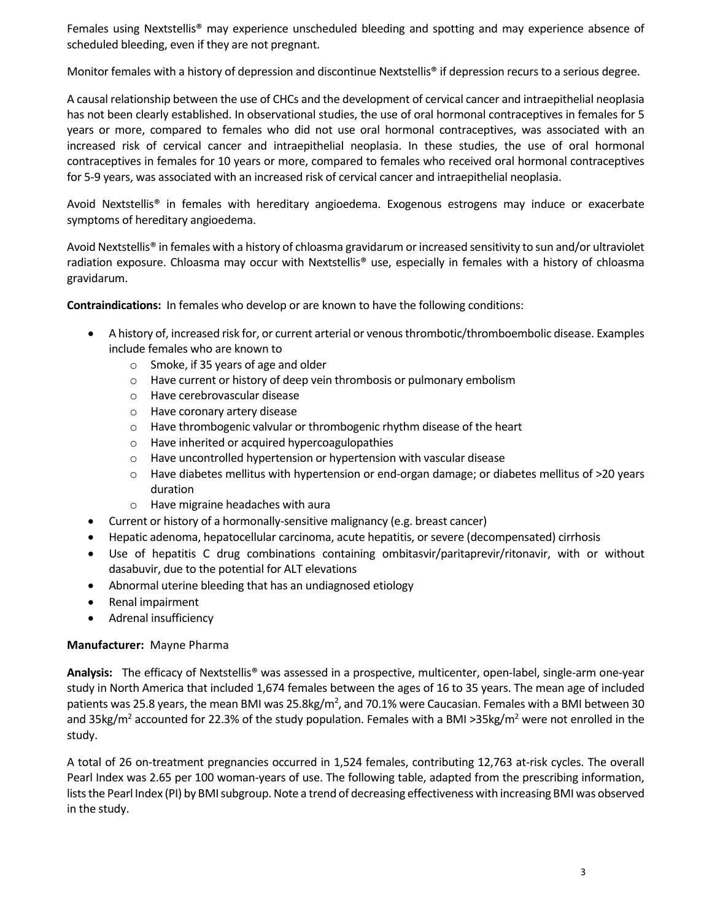Females using Nextstellis® may experience unscheduled bleeding and spotting and may experience absence of scheduled bleeding, even if they are not pregnant.

Monitor females with a history of depression and discontinue Nextstellis® if depression recurs to a serious degree.

A causal relationship between the use of CHCs and the development of cervical cancer and intraepithelial neoplasia has not been clearly established. In observational studies, the use of oral hormonal contraceptives in females for 5 years or more, compared to females who did not use oral hormonal contraceptives, was associated with an increased risk of cervical cancer and intraepithelial neoplasia. In these studies, the use of oral hormonal contraceptives in females for 10 years or more, compared to females who received oral hormonal contraceptives for 5-9 years, was associated with an increased risk of cervical cancer and intraepithelial neoplasia.

Avoid Nextstellis® in females with hereditary angioedema. Exogenous estrogens may induce or exacerbate symptoms of hereditary angioedema.

Avoid Nextstellis® in females with a history of chloasma gravidarum or increased sensitivity to sun and/or ultraviolet radiation exposure. Chloasma may occur with Nextstellis® use, especially in females with a history of chloasma gravidarum.

**Contraindications:** In females who develop or are known to have the following conditions:

- A history of, increased risk for, or current arterial or venous thrombotic/thromboembolic disease. Examples include females who are known to
  - Smoke, if 35 years of age and older
  - Have current or history of deep vein thrombosis or pulmonary embolism
  - Have cerebrovascular disease
  - Have coronary artery disease
  - Have thrombogenic valvular or thrombogenic rhythm disease of the heart
  - Have inherited or acquired hypercoagulopathies
  - Have uncontrolled hypertension or hypertension with vascular disease
  - Have diabetes mellitus with hypertension or end-organ damage; or diabetes mellitus of >20 years duration
  - Have migraine headaches with aura
- Current or history of a hormonally-sensitive malignancy (e.g. breast cancer)
- Hepatic adenoma, hepatocellular carcinoma, acute hepatitis, or severe (decompensated) cirrhosis
- Use of hepatitis C drug combinations containing ombitasvir/paritaprevir/ritonavir, with or without dasabuvir, due to the potential for ALT elevations
- Abnormal uterine bleeding that has an undiagnosed etiology
- Renal impairment
- Adrenal insufficiency

**Manufacturer:** Mayne Pharma

**Analysis:** The efficacy of Nextstellis® was assessed in a prospective, multicenter, open-label, single-arm one-year study in North America that included 1,674 females between the ages of 16 to 35 years. The mean age of included patients was 25.8 years, the mean BMI was 25.8kg/m$^2$, and 70.1% were Caucasian. Females with a BMI between 30 and 35kg/m$^2$ accounted for 22.3% of the study population. Females with a BMI >35kg/m$^2$ were not enrolled in the study.

A total of 26 on-treatment pregnancies occurred in 1,524 females, contributing 12,763 at-risk cycles. The overall Pearl Index was 2.65 per 100 woman-years of use. The following table, adapted from the prescribing information, lists the Pearl Index (PI) by BMI subgroup. Note a trend of decreasing effectiveness with increasing BMI was observed in the study.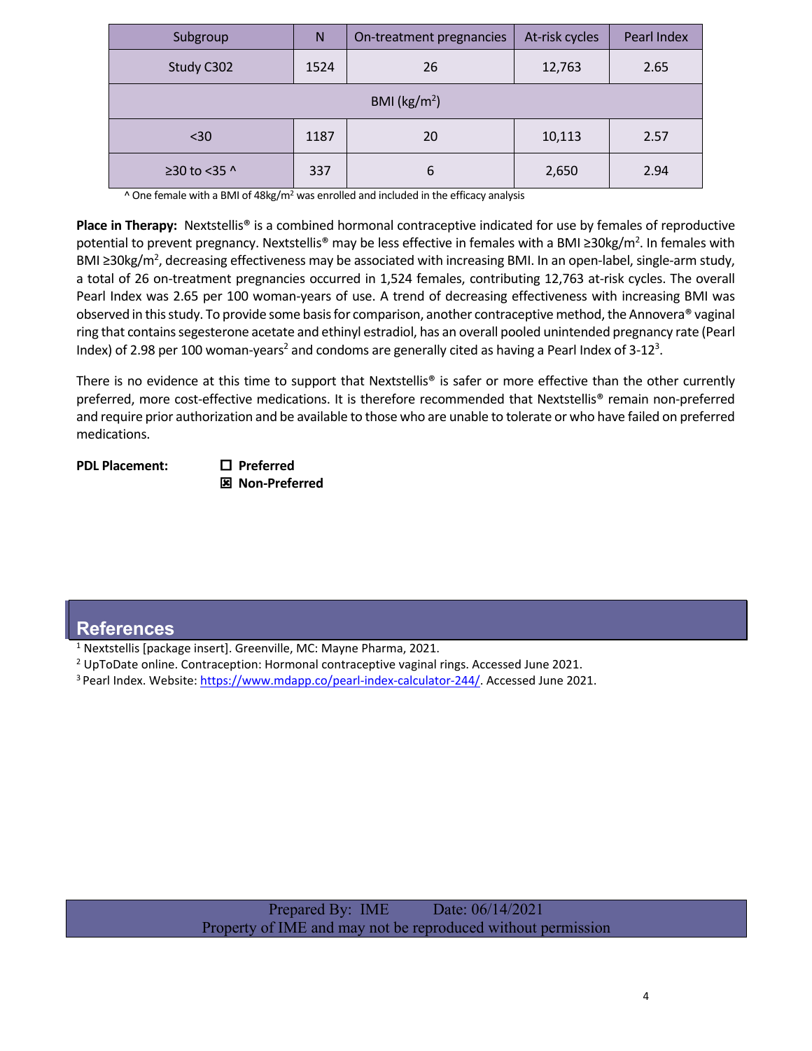| Subgroup | N | On-treatment pregnancies | At-risk cycles | Pearl Index |
|---|---|---|---|---|
| Study C302 | 1524 | 26 | 12,763 | 2.65 |
| BMI (kg/m$^2$) | | | | |
| <30 | 1187 | 20 | 10,113 | 2.57 |
| ≥30 to <35 ^ | 337 | 6 | 2,650 | 2.94 |

^ One female with a BMI of 48kg/m$^2$ was enrolled and included in the efficacy analysis

**Place in Therapy:** Nextstellis® is a combined hormonal contraceptive indicated for use by females of reproductive potential to prevent pregnancy. Nextstellis® may be less effective in females with a BMI ≥30kg/m$^2$. In females with BMI ≥30kg/m$^2$, decreasing effectiveness may be associated with increasing BMI. In an open-label, single-arm study, a total of 26 on-treatment pregnancies occurred in 1,524 females, contributing 12,763 at-risk cycles. The overall Pearl Index was 2.65 per 100 woman-years of use. A trend of decreasing effectiveness with increasing BMI was observed in this study. To provide some basis for comparison, another contraceptive method, the Annovera® vaginal ring that contains segesterone acetate and ethinyl estradiol, has an overall pooled unintended pregnancy rate (Pearl Index) of 2.98 per 100 woman-years[2] and condoms are generally cited as having a Pearl Index of 3-12[3].

There is no evidence at this time to support that Nextstellis® is safer or more effective than the other currently preferred, more cost-effective medications. It is therefore recommended that Nextstellis® remain non-preferred and require prior authorization and be available to those who are unable to tolerate or who have failed on preferred medications.

**PDL Placement:** ☐ **Preferred**
☒ **Non-Preferred**

## References

[1] Nextstellis [package insert]. Greenville, MC: Mayne Pharma, 2021.
[2] UpToDate online. Contraception: Hormonal contraceptive vaginal rings. Accessed June 2021.
[3] Pearl Index. Website: https://www.mdapp.co/pearl-index-calculator-244/. Accessed June 2021.

Prepared By: IME Date: 06/14/2021
Property of IME and may not be reproduced without permission